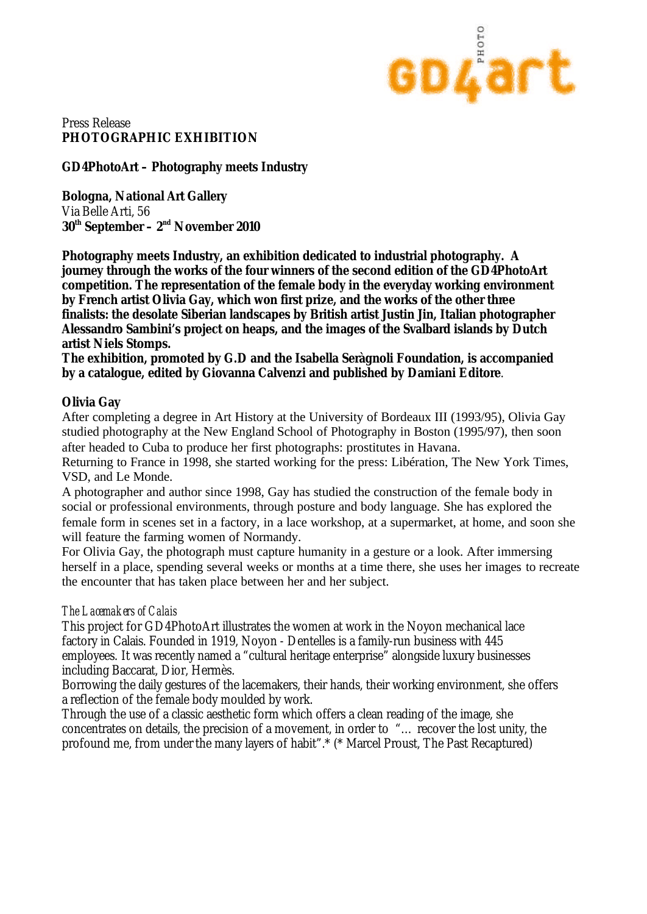Press Release
**PHOTOGRAPHIC EXHIBITION**

**GD4PhotoArt – Photography meets Industry**

**Bologna, National Art Gallery**
Via Belle Arti, 56
**30th September – 2nd November 2010**

**Photography meets Industry, an exhibition dedicated to industrial photography. A journey through the works of the four winners of the second edition of the GD4PhotoArt competition. The representation of the female body in the everyday working environment by French artist Olivia Gay, which won first prize, and the works of the other three finalists: the desolate Siberian landscapes by British artist Justin Jin, Italian photographer Alessandro Sambini's project on heaps, and the images of the Svalbard islands by Dutch artist Niels Stomps.**
**The exhibition, promoted by G.D and the Isabella Seràgnoli Foundation, is accompanied by a catalogue, edited by Giovanna Calvenzi and published by Damiani Editore**.

**Olivia Gay**

After completing a degree in Art History at the University of Bordeaux III (1993/95), Olivia Gay studied photography at the New England School of Photography in Boston (1995/97), then soon after headed to Cuba to produce her first photographs: prostitutes in Havana.
Returning to France in 1998, she started working for the press: Libération, The New York Times, VSD, and Le Monde.
A photographer and author since 1998, Gay has studied the construction of the female body in social or professional environments, through posture and body language. She has explored the female form in scenes set in a factory, in a lace workshop, at a supermarket, at home, and soon she will feature the farming women of Normandy.
For Olivia Gay, the photograph must capture humanity in a gesture or a look. After immersing herself in a place, spending several weeks or months at a time there, she uses her images to recreate the encounter that has taken place between her and her subject.

*The Lacemakers of Calais*

This project for GD4PhotoArt illustrates the women at work in the Noyon mechanical lace factory in Calais. Founded in 1919, Noyon - Dentelles is a family-run business with 445 employees. It was recently named a "cultural heritage enterprise" alongside luxury businesses including Baccarat, Dior, Hermès.
Borrowing the daily gestures of the lacemakers, their hands, their working environment, she offers a reflection of the female body moulded by work.
Through the use of a classic aesthetic form which offers a clean reading of the image, she concentrates on details, the precision of a movement, in order to "… recover the lost unity, the profound me, from under the many layers of habit".* (* Marcel Proust, The Past Recaptured)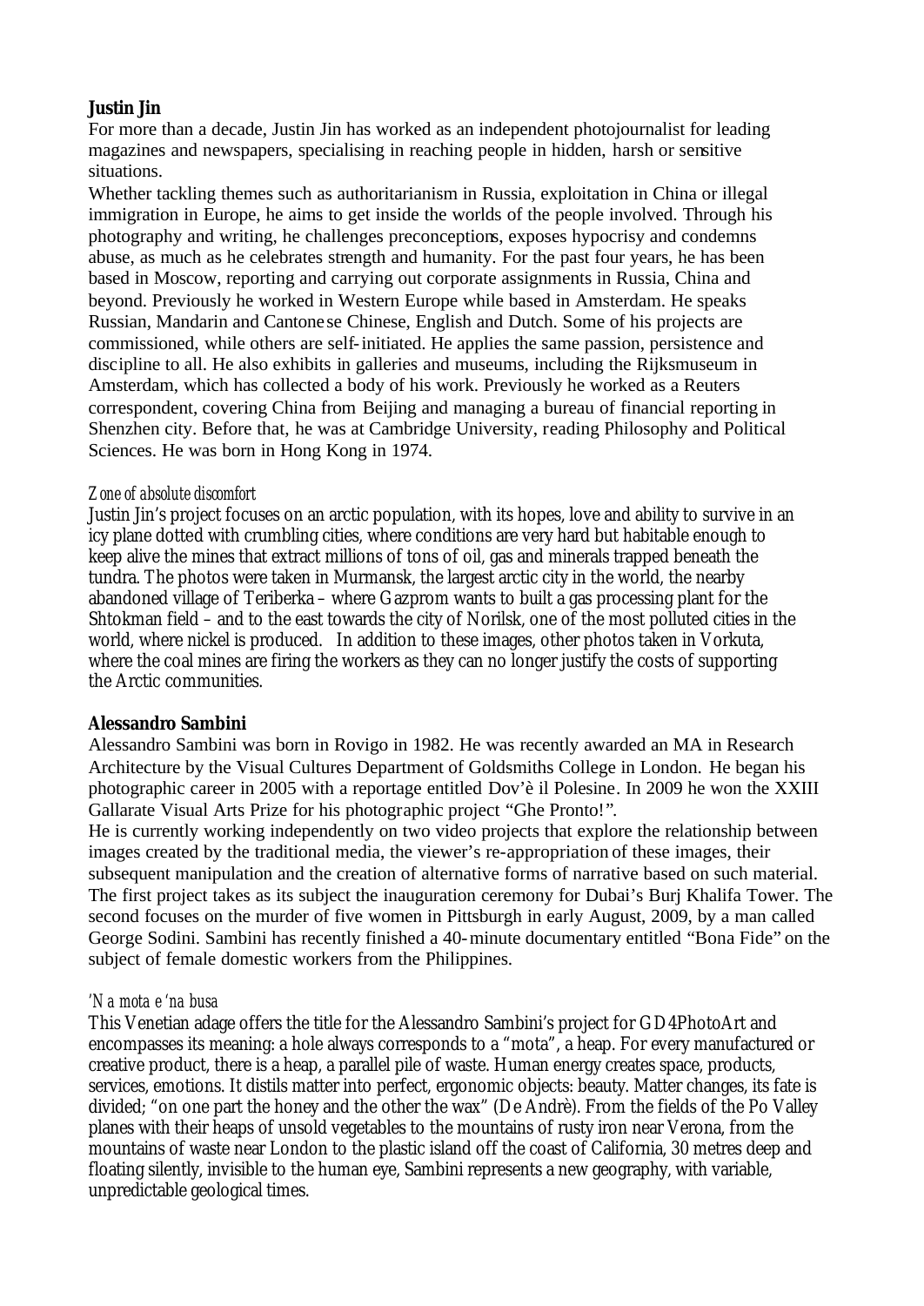**Justin Jin**

For more than a decade, Justin Jin has worked as an independent photojournalist for leading magazines and newspapers, specialising in reaching people in hidden, harsh or sensitive situations.

Whether tackling themes such as authoritarianism in Russia, exploitation in China or illegal immigration in Europe, he aims to get inside the worlds of the people involved. Through his photography and writing, he challenges preconceptions, exposes hypocrisy and condemns abuse, as much as he celebrates strength and humanity. For the past four years, he has been based in Moscow, reporting and carrying out corporate assignments in Russia, China and beyond. Previously he worked in Western Europe while based in Amsterdam. He speaks Russian, Mandarin and Cantonese Chinese, English and Dutch. Some of his projects are commissioned, while others are self-initiated. He applies the same passion, persistence and discipline to all. He also exhibits in galleries and museums, including the Rijksmuseum in Amsterdam, which has collected a body of his work. Previously he worked as a Reuters correspondent, covering China from Beijing and managing a bureau of financial reporting in Shenzhen city. Before that, he was at Cambridge University, reading Philosophy and Political Sciences. He was born in Hong Kong in 1974.

*Zone of absolute discomfort*

Justin Jin's project focuses on an arctic population, with its hopes, love and ability to survive in an icy plane dotted with crumbling cities, where conditions are very hard but habitable enough to keep alive the mines that extract millions of tons of oil, gas and minerals trapped beneath the tundra. The photos were taken in Murmansk, the largest arctic city in the world, the nearby abandoned village of Teriberka – where Gazprom wants to built a gas processing plant for the Shtokman field – and to the east towards the city of Norilsk, one of the most polluted cities in the world, where nickel is produced. In addition to these images, other photos taken in Vorkuta, where the coal mines are firing the workers as they can no longer justify the costs of supporting the Arctic communities.

**Alessandro Sambini**

Alessandro Sambini was born in Rovigo in 1982. He was recently awarded an MA in Research Architecture by the Visual Cultures Department of Goldsmiths College in London. He began his photographic career in 2005 with a reportage entitled Dov'è il Polesine. In 2009 he won the XXIII Gallarate Visual Arts Prize for his photographic project "Ghe Pronto!".

He is currently working independently on two video projects that explore the relationship between images created by the traditional media, the viewer's re-appropriation of these images, their subsequent manipulation and the creation of alternative forms of narrative based on such material. The first project takes as its subject the inauguration ceremony for Dubai's Burj Khalifa Tower. The second focuses on the murder of five women in Pittsburgh in early August, 2009, by a man called George Sodini. Sambini has recently finished a 40-minute documentary entitled "Bona Fide" on the subject of female domestic workers from the Philippines.

*'N a mota e 'na busa*

This Venetian adage offers the title for the Alessandro Sambini's project for GD4PhotoArt and encompasses its meaning: a hole always corresponds to a "mota", a heap. For every manufactured or creative product, there is a heap, a parallel pile of waste. Human energy creates space, products, services, emotions. It distils matter into perfect, ergonomic objects: beauty. Matter changes, its fate is divided; "on one part the honey and the other the wax" (De Andrè). From the fields of the Po Valley planes with their heaps of unsold vegetables to the mountains of rusty iron near Verona, from the mountains of waste near London to the plastic island off the coast of California, 30 metres deep and floating silently, invisible to the human eye, Sambini represents a new geography, with variable, unpredictable geological times.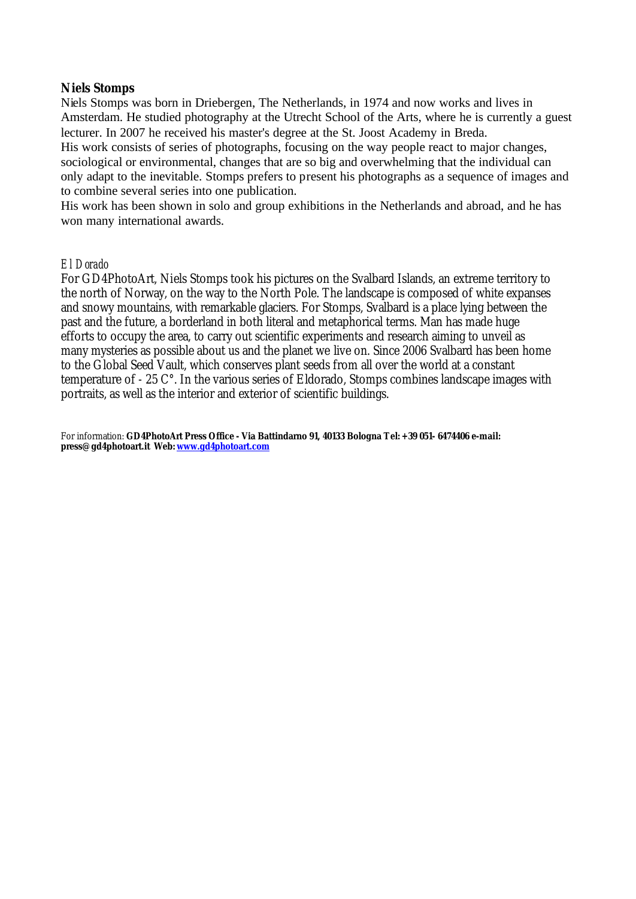**Niels Stomps**

Niels Stomps was born in Driebergen, The Netherlands, in 1974 and now works and lives in Amsterdam. He studied photography at the Utrecht School of the Arts, where he is currently a guest lecturer. In 2007 he received his master's degree at the St. Joost Academy in Breda.
His work consists of series of photographs, focusing on the way people react to major changes, sociological or environmental, changes that are so big and overwhelming that the individual can only adapt to the inevitable. Stomps prefers to present his photographs as a sequence of images and to combine several series into one publication.
His work has been shown in solo and group exhibitions in the Netherlands and abroad, and he has won many international awards.

*El Dorado*

For GD4PhotoArt, Niels Stomps took his pictures on the Svalbard Islands, an extreme territory to the north of Norway, on the way to the North Pole. The landscape is composed of white expanses and snowy mountains, with remarkable glaciers. For Stomps, Svalbard is a place lying between the past and the future, a borderland in both literal and metaphorical terms. Man has made huge efforts to occupy the area, to carry out scientific experiments and research aiming to unveil as many mysteries as possible about us and the planet we live on. Since 2006 Svalbard has been home to the Global Seed Vault, which conserves plant seeds from all over the world at a constant temperature of - 25 C°. In the various series of Eldorado, Stomps combines landscape images with portraits, as well as the interior and exterior of scientific buildings.

For information: **GD4PhotoArt Press Office - Via Battindarno 91, 40133 Bologna Tel: +39 051- 6474406 e-mail: press@gd4photoart.it Web: [www.gd4photoart.com](http://www.gd4photoart.com)**